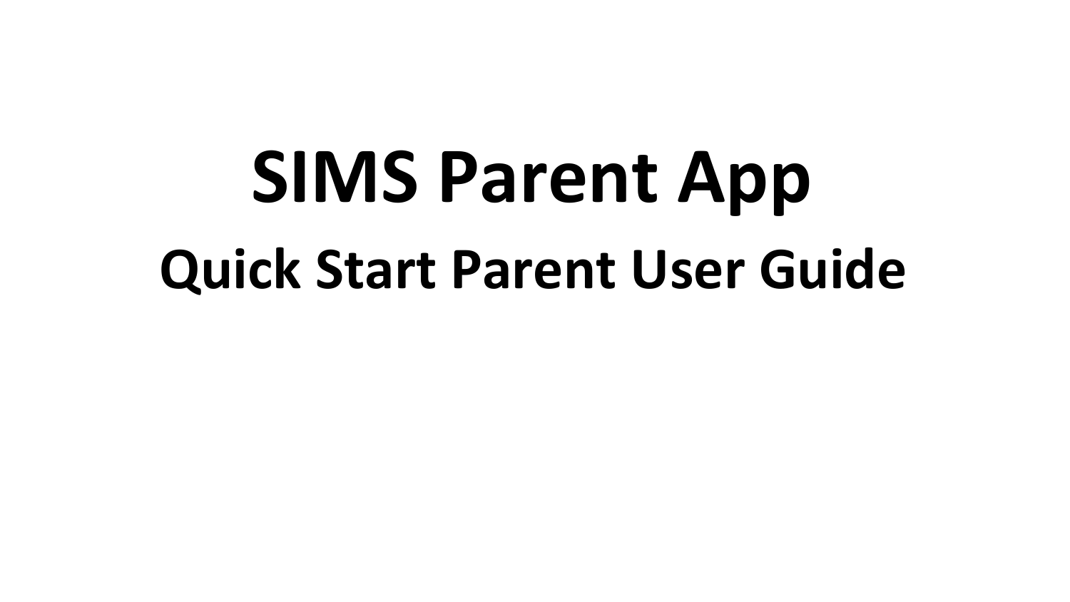# SIMS Parent App

## Quick Start Parent User Guide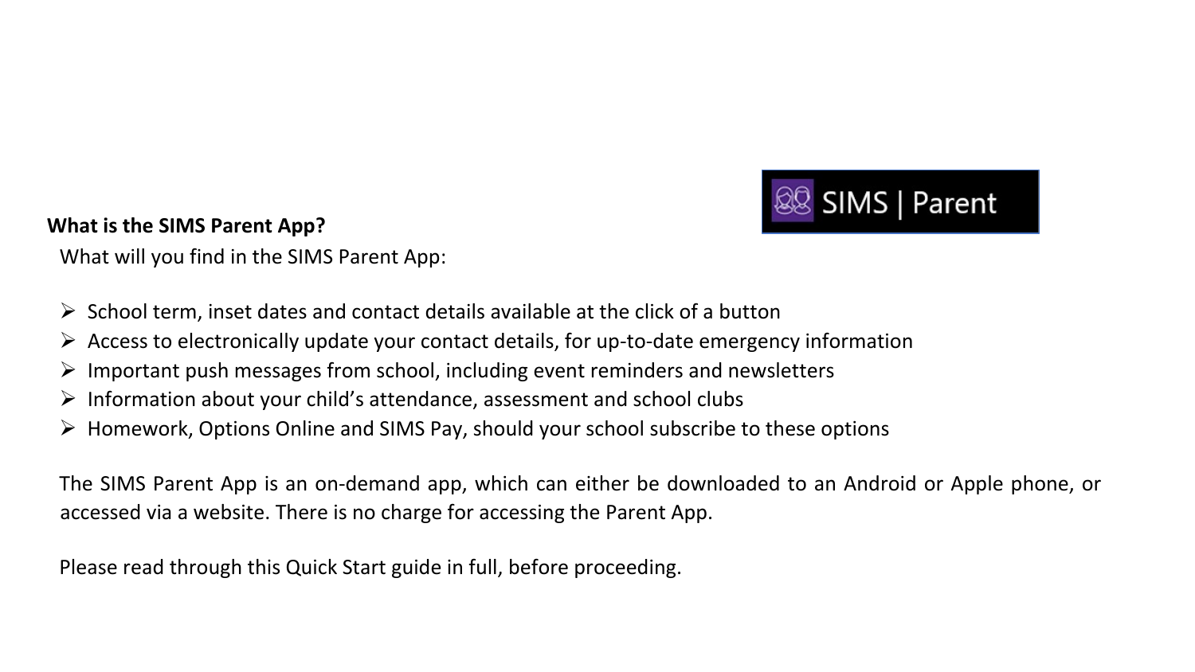**What is the SIMS Parent App?**

What will you find in the SIMS Parent App:

- School term, inset dates and contact details available at the click of a button
- Access to electronically update your contact details, for up-to-date emergency information
- Important push messages from school, including event reminders and newsletters
- Information about your child's attendance, assessment and school clubs
- Homework, Options Online and SIMS Pay, should your school subscribe to these options

The SIMS Parent App is an on-demand app, which can either be downloaded to an Android or Apple phone, or accessed via a website. There is no charge for accessing the Parent App.

Please read through this Quick Start guide in full, before proceeding.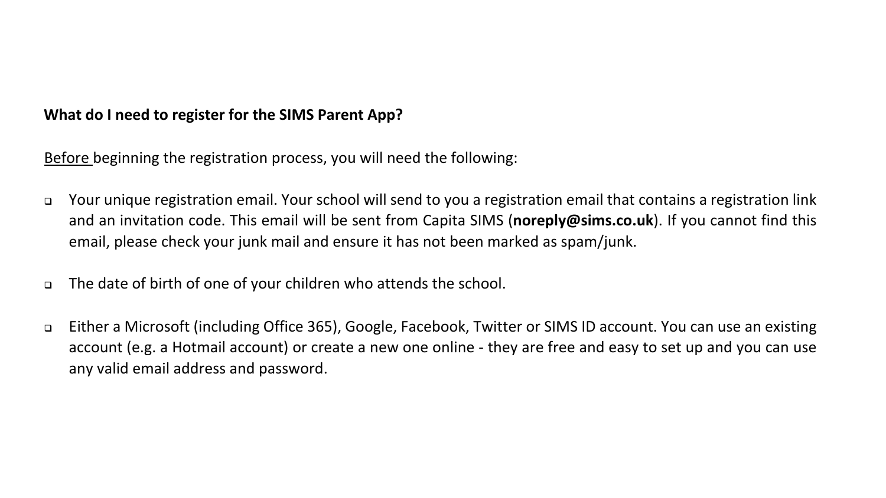**What do I need to register for the SIMS Parent App?**

Before beginning the registration process, you will need the following:

- Your unique registration email. Your school will send to you a registration email that contains a registration link and an invitation code. This email will be sent from Capita SIMS (**noreply@sims.co.uk**). If you cannot find this email, please check your junk mail and ensure it has not been marked as spam/junk.

- The date of birth of one of your children who attends the school.

- Either a Microsoft (including Office 365), Google, Facebook, Twitter or SIMS ID account. You can use an existing account (e.g. a Hotmail account) or create a new one online - they are free and easy to set up and you can use any valid email address and password.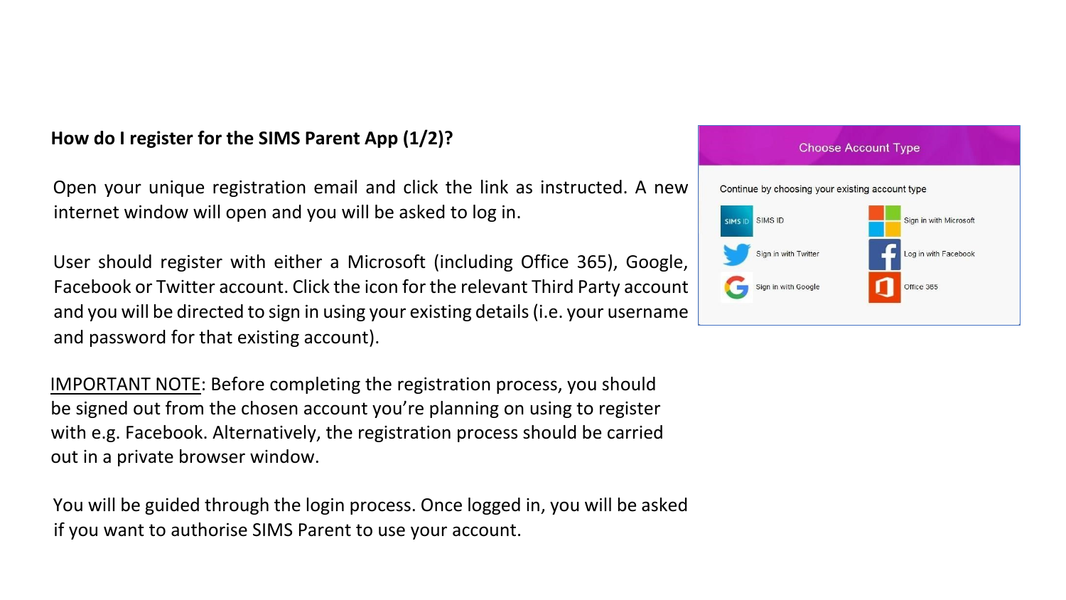**How do I register for the SIMS Parent App (1/2)?**

Open your unique registration email and click the link as instructed. A new internet window will open and you will be asked to log in.

User should register with either a Microsoft (including Office 365), Google, Facebook or Twitter account. Click the icon for the relevant Third Party account and you will be directed to sign in using your existing details (i.e. your username and password for that existing account).

IMPORTANT NOTE: Before completing the registration process, you should be signed out from the chosen account you're planning on using to register with e.g. Facebook. Alternatively, the registration process should be carried out in a private browser window.

You will be guided through the login process. Once logged in, you will be asked if you want to authorise SIMS Parent to use your account.

Choose Account Type

Continue by choosing your existing account type

| | |
|---|---|
| SIMS ID | Sign in with Microsoft |
| Sign in with Twitter | Log in with Facebook |
| Sign in with Google | Office 365 |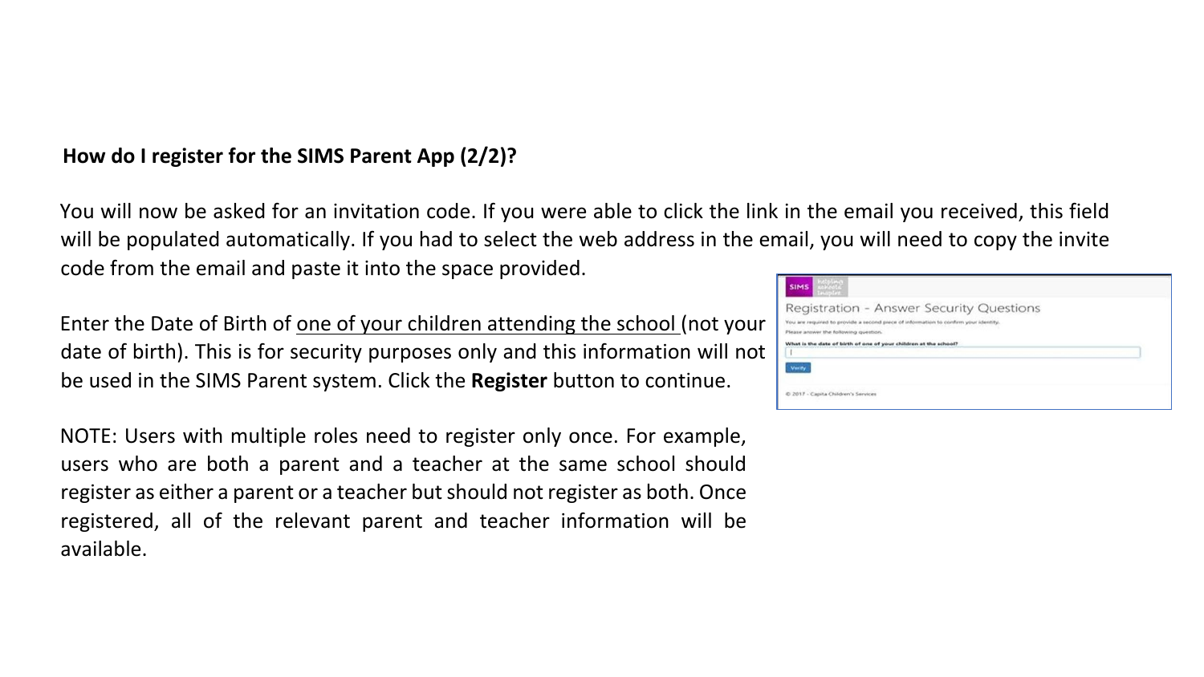**How do I register for the SIMS Parent App (2/2)?**

You will now be asked for an invitation code. If you were able to click the link in the email you received, this field will be populated automatically. If you had to select the web address in the email, you will need to copy the invite code from the email and paste it into the space provided.

Enter the Date of Birth of one of your children attending the school (not your date of birth). This is for security purposes only and this information will not be used in the SIMS Parent system. Click the **Register** button to continue.

NOTE: Users with multiple roles need to register only once. For example, users who are both a parent and a teacher at the same school should register as either a parent or a teacher but should not register as both. Once registered, all of the relevant parent and teacher information will be available.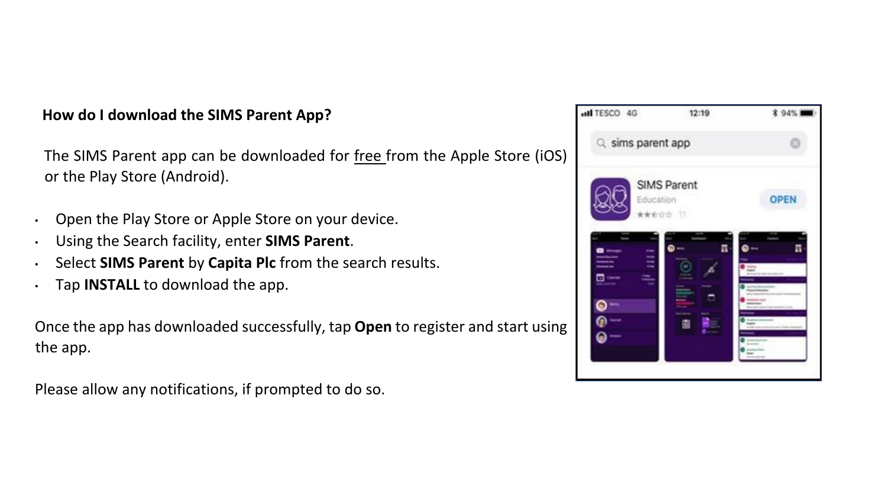**How do I download the SIMS Parent App?**

The SIMS Parent app can be downloaded for free from the Apple Store (iOS) or the Play Store (Android).

- Open the Play Store or Apple Store on your device.
- Using the Search facility, enter **SIMS Parent**.
- Select **SIMS Parent** by **Capita Plc** from the search results.
- Tap **INSTALL** to download the app.

Once the app has downloaded successfully, tap **Open** to register and start using the app.

Please allow any notifications, if prompted to do so.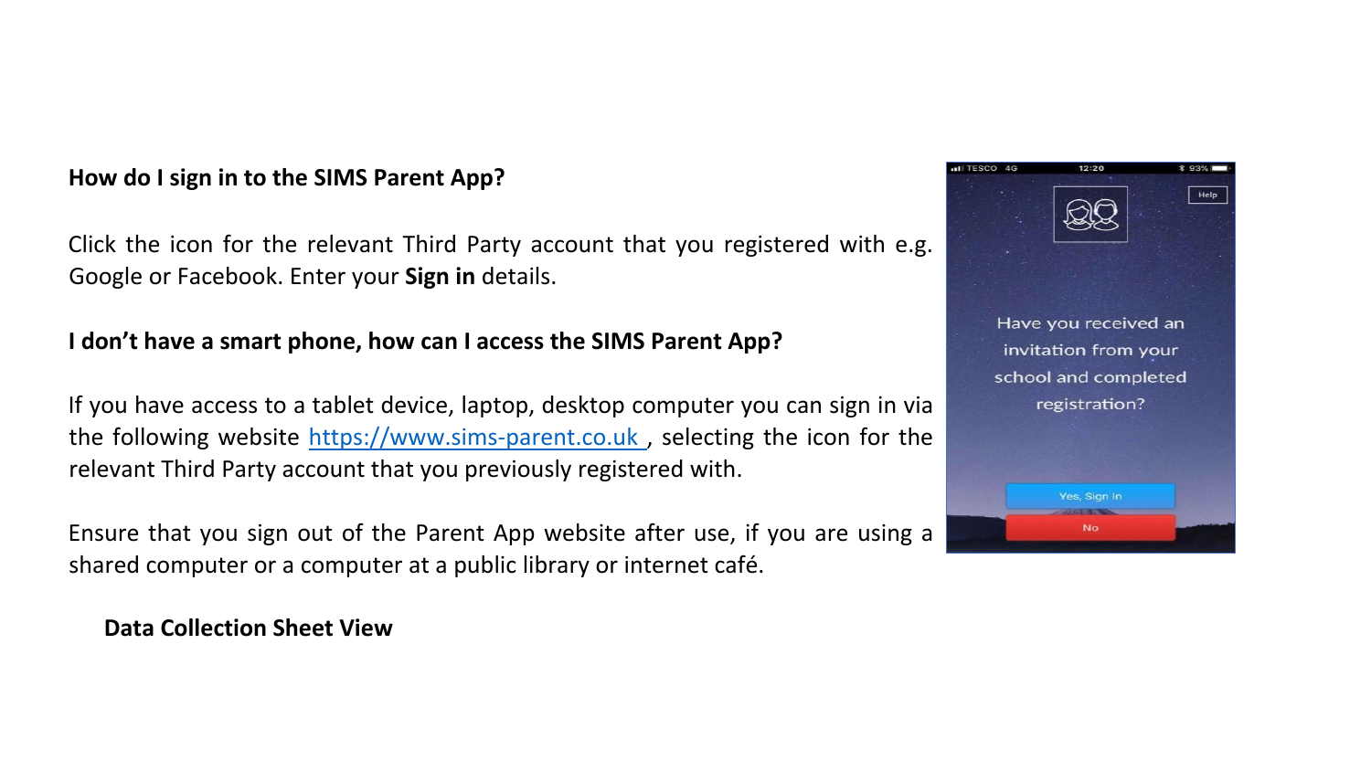**How do I sign in to the SIMS Parent App?**

Click the icon for the relevant Third Party account that you registered with e.g. Google or Facebook. Enter your **Sign in** details.

**I don't have a smart phone, how can I access the SIMS Parent App?**

If you have access to a tablet device, laptop, desktop computer you can sign in via the following website https://www.sims-parent.co.uk , selecting the icon for the relevant Third Party account that you previously registered with.

Ensure that you sign out of the Parent App website after use, if you are using a shared computer or a computer at a public library or internet café.

**Data Collection Sheet View**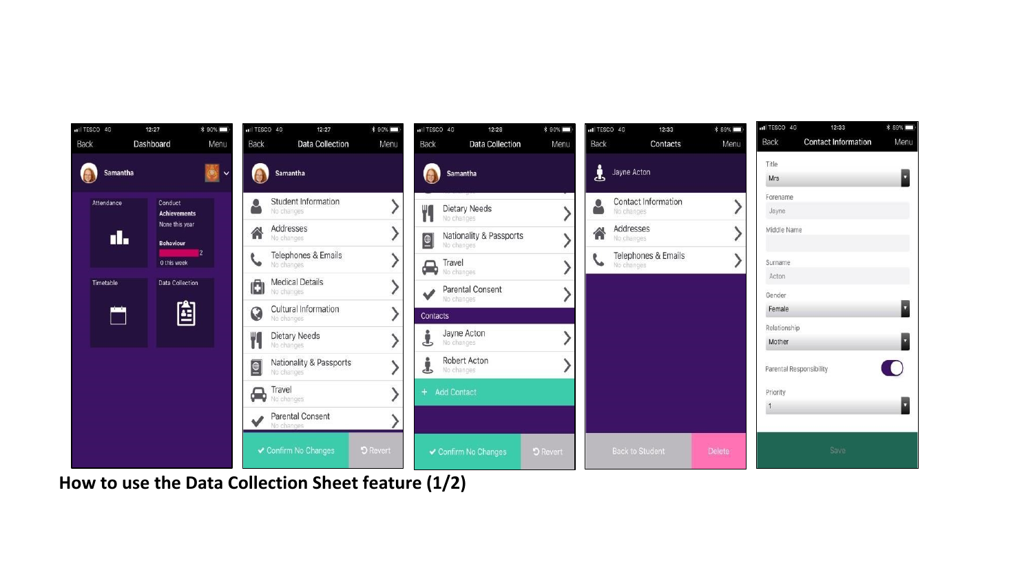Back Dashboard Menu

Samantha

Attendance

Conduct
Achievements
None this year
Behaviour
2
0 this week

Timetable

Data Collection

Back Data Collection Menu

Samantha

Student Information
No changes

Addresses
No changes

Telephones & Emails
No changes

Medical Details
No changes

Cultural Information
No changes

Dietary Needs
No changes

Nationality & Passports
No changes

Travel
No changes

Parental Consent
No changes

✔ Confirm No Changes ↺ Revert

Back Data Collection Menu

Samantha

Dietary Needs
No changes

Nationality & Passports
No changes

Travel
No changes

Parental Consent
No changes

Contacts

Jayne Acton
No changes

Robert Acton
No changes

+ Add Contact

✔ Confirm No Changes ↺ Revert

Back Contacts Menu

Jayne Acton

Contact Information
No changes

Addresses
No changes

Telephones & Emails
No changes

Back to Student Delete

Back Contact Information Menu

Title
Mrs

Forename
Jayne

Middle Name

Surname
Acton

Gender
Female

Relationship
Mother

Parental Responsibility

Priority
1

Save

**How to use the Data Collection Sheet feature (1/2)**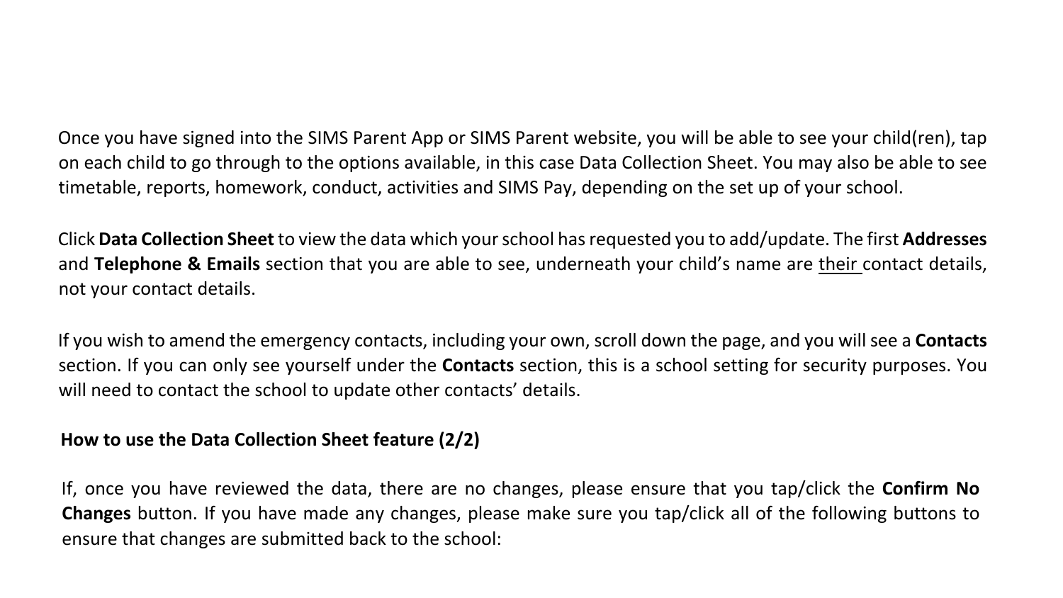Once you have signed into the SIMS Parent App or SIMS Parent website, you will be able to see your child(ren), tap on each child to go through to the options available, in this case Data Collection Sheet. You may also be able to see timetable, reports, homework, conduct, activities and SIMS Pay, depending on the set up of your school.

Click **Data Collection Sheet** to view the data which your school has requested you to add/update. The first **Addresses** and **Telephone & Emails** section that you are able to see, underneath your child's name are <u>their</u> contact details, not your contact details.

If you wish to amend the emergency contacts, including your own, scroll down the page, and you will see a **Contacts** section. If you can only see yourself under the **Contacts** section, this is a school setting for security purposes. You will need to contact the school to update other contacts' details.

**How to use the Data Collection Sheet feature (2/2)**

If, once you have reviewed the data, there are no changes, please ensure that you tap/click the **Confirm No Changes** button. If you have made any changes, please make sure you tap/click all of the following buttons to ensure that changes are submitted back to the school: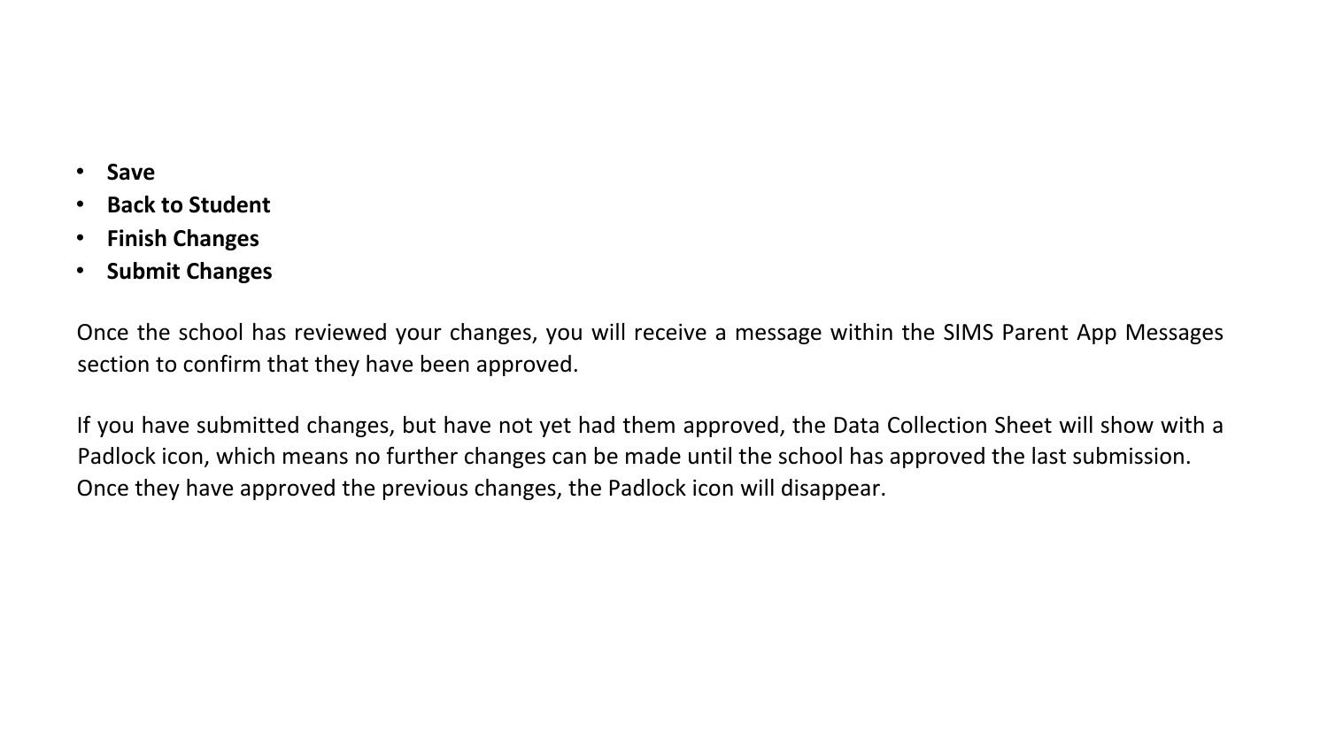- **Save**
- **Back to Student**
- **Finish Changes**
- **Submit Changes**

Once the school has reviewed your changes, you will receive a message within the SIMS Parent App Messages section to confirm that they have been approved.

If you have submitted changes, but have not yet had them approved, the Data Collection Sheet will show with a Padlock icon, which means no further changes can be made until the school has approved the last submission. Once they have approved the previous changes, the Padlock icon will disappear.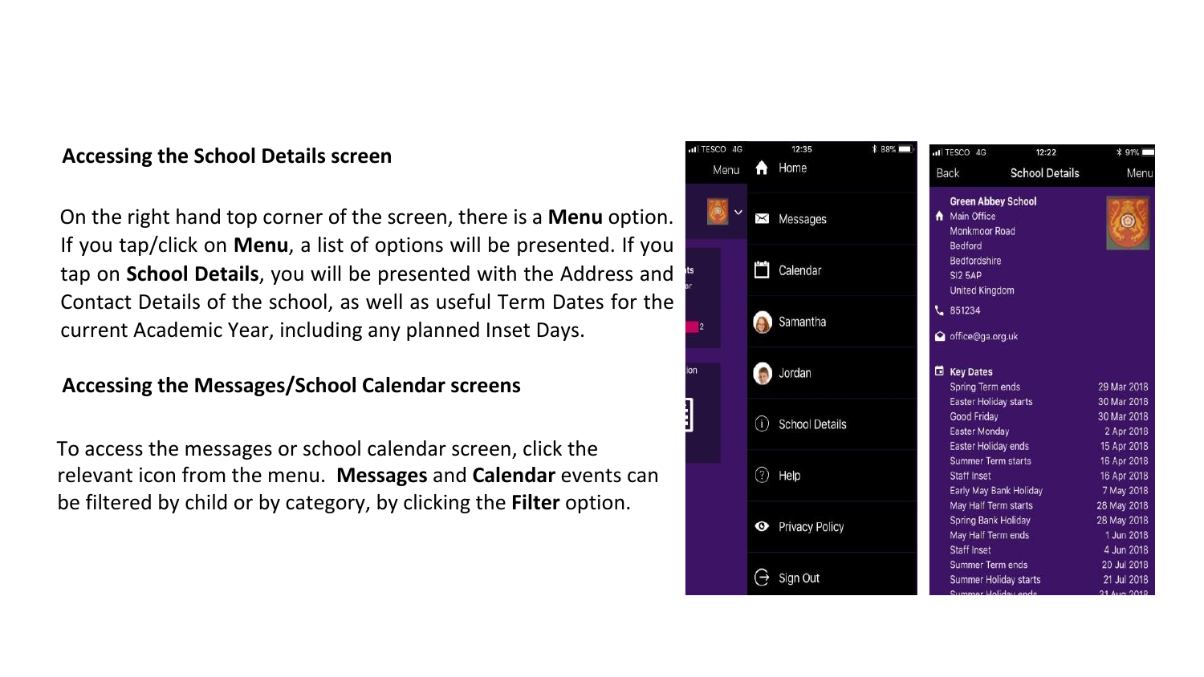## Accessing the School Details screen

On the right hand top corner of the screen, there is a **Menu** option. If you tap/click on **Menu**, a list of options will be presented. If you tap on **School Details**, you will be presented with the Address and Contact Details of the school, as well as useful Term Dates for the current Academic Year, including any planned Inset Days.

## Accessing the Messages/School Calendar screens

To access the messages or school calendar screen, click the relevant icon from the menu. **Messages** and **Calendar** events can be filtered by child or by category, by clicking the **Filter** option.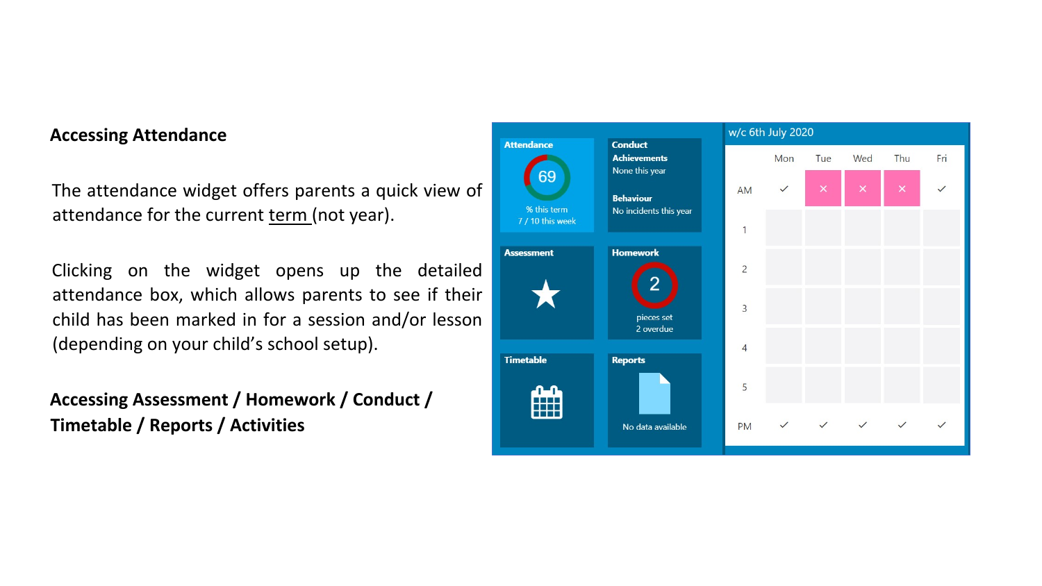**Accessing Attendance**

The attendance widget offers parents a quick view of attendance for the current term (not year).

Clicking on the widget opens up the detailed attendance box, which allows parents to see if their child has been marked in for a session and/or lesson (depending on your child's school setup).

**Accessing Assessment / Homework / Conduct / Timetable / Reports / Activities**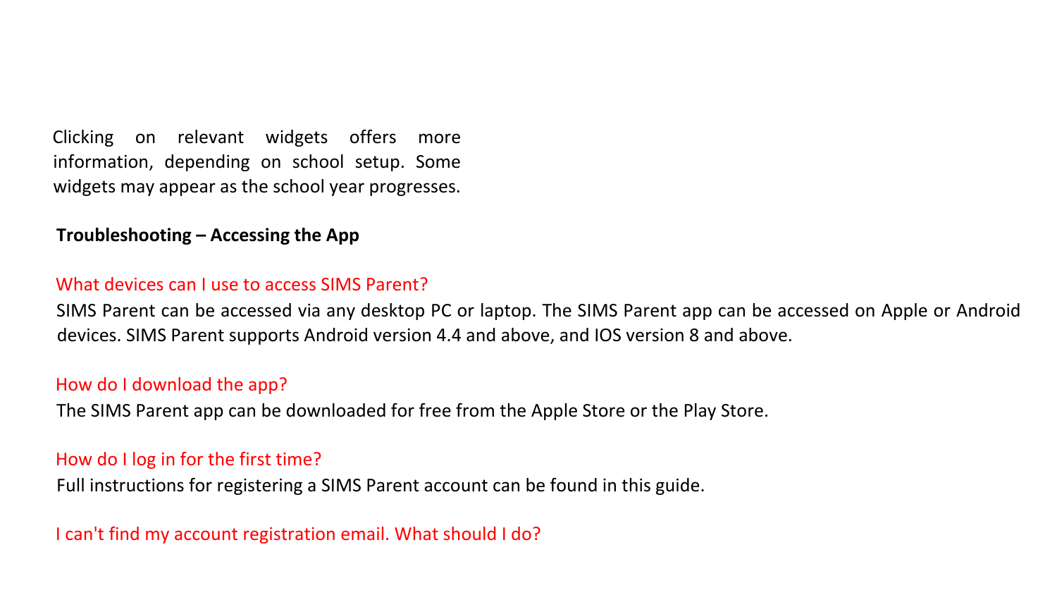Clicking on relevant widgets offers more information, depending on school setup. Some widgets may appear as the school year progresses.

**Troubleshooting – Accessing the App**

### What devices can I use to access SIMS Parent?

SIMS Parent can be accessed via any desktop PC or laptop. The SIMS Parent app can be accessed on Apple or Android devices. SIMS Parent supports Android version 4.4 and above, and IOS version 8 and above.

### How do I download the app?

The SIMS Parent app can be downloaded for free from the Apple Store or the Play Store.

### How do I log in for the first time?

Full instructions for registering a SIMS Parent account can be found in this guide.

### I can't find my account registration email. What should I do?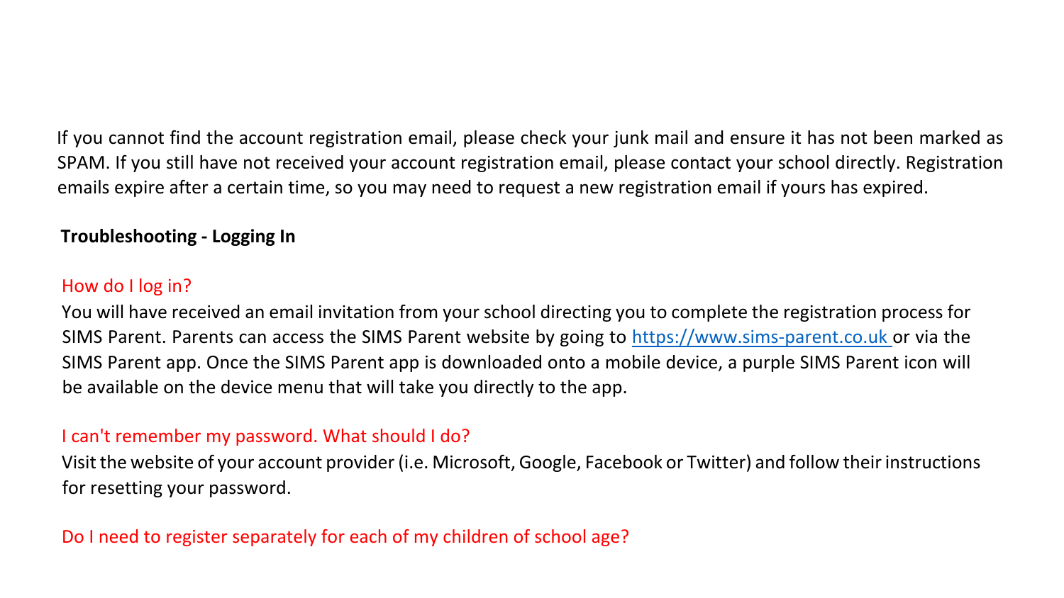If you cannot find the account registration email, please check your junk mail and ensure it has not been marked as SPAM. If you still have not received your account registration email, please contact your school directly. Registration emails expire after a certain time, so you may need to request a new registration email if yours has expired.

**Troubleshooting - Logging In**

How do I log in?

You will have received an email invitation from your school directing you to complete the registration process for SIMS Parent. Parents can access the SIMS Parent website by going to [https://www.sims-parent.co.uk](https://www.sims-parent.co.uk) or via the SIMS Parent app. Once the SIMS Parent app is downloaded onto a mobile device, a purple SIMS Parent icon will be available on the device menu that will take you directly to the app.

I can't remember my password. What should I do?

Visit the website of your account provider (i.e. Microsoft, Google, Facebook or Twitter) and follow their instructions for resetting your password.

Do I need to register separately for each of my children of school age?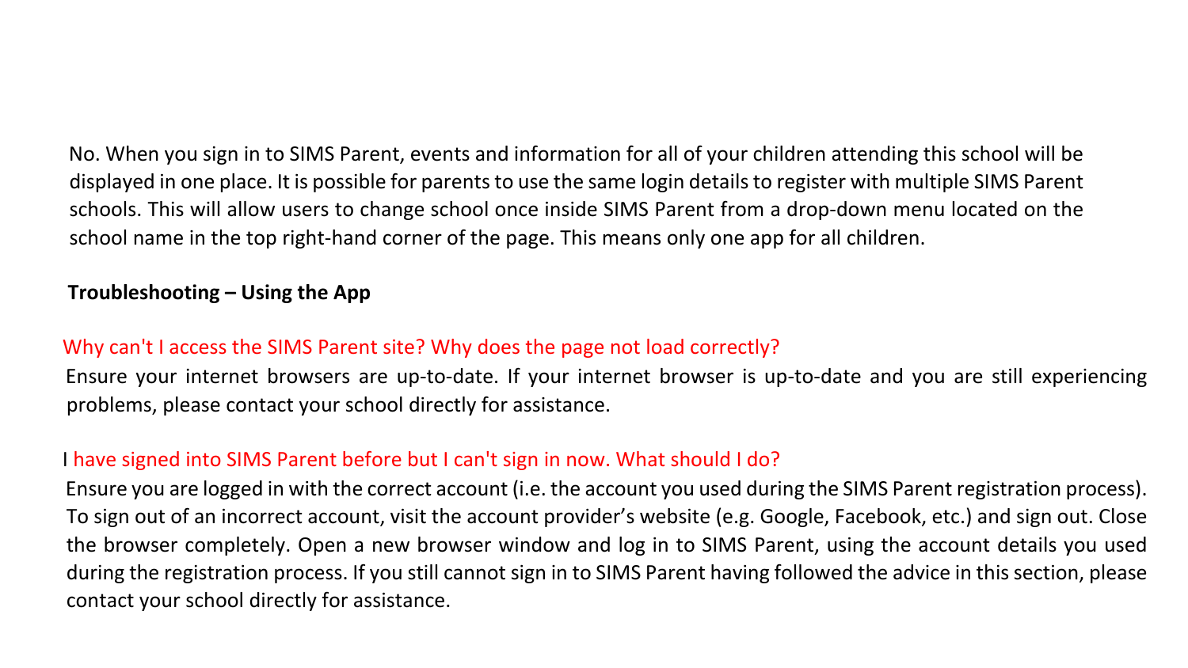No. When you sign in to SIMS Parent, events and information for all of your children attending this school will be displayed in one place. It is possible for parents to use the same login details to register with multiple SIMS Parent schools. This will allow users to change school once inside SIMS Parent from a drop-down menu located on the school name in the top right-hand corner of the page. This means only one app for all children.

**Troubleshooting – Using the App**

Why can't I access the SIMS Parent site? Why does the page not load correctly?

Ensure your internet browsers are up-to-date. If your internet browser is up-to-date and you are still experiencing problems, please contact your school directly for assistance.

I have signed into SIMS Parent before but I can't sign in now. What should I do?

Ensure you are logged in with the correct account (i.e. the account you used during the SIMS Parent registration process). To sign out of an incorrect account, visit the account provider's website (e.g. Google, Facebook, etc.) and sign out. Close the browser completely. Open a new browser window and log in to SIMS Parent, using the account details you used during the registration process. If you still cannot sign in to SIMS Parent having followed the advice in this section, please contact your school directly for assistance.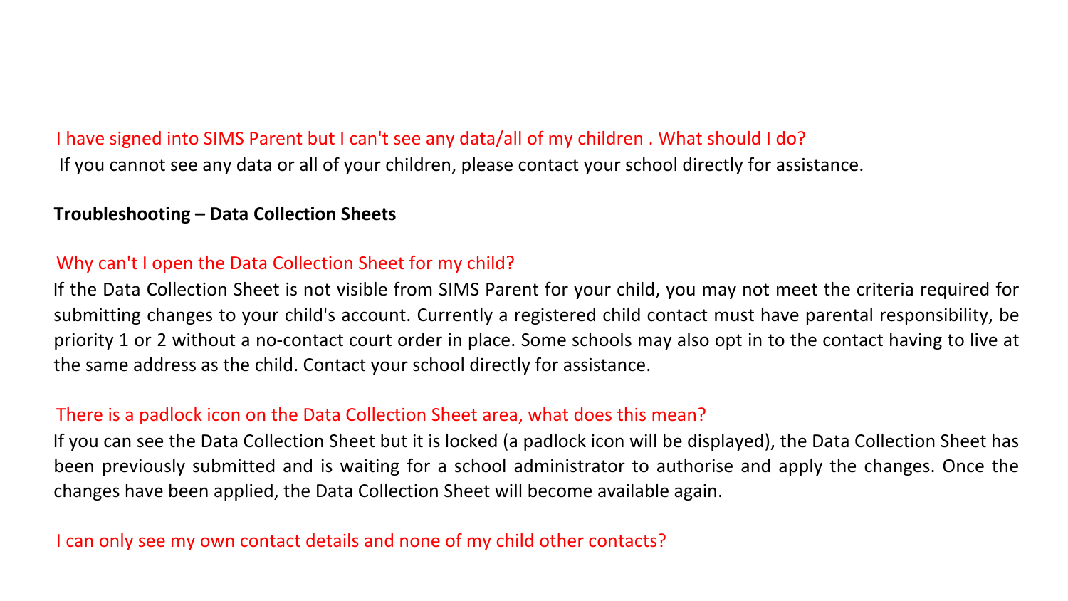I have signed into SIMS Parent but I can't see any data/all of my children . What should I do?

If you cannot see any data or all of your children, please contact your school directly for assistance.

**Troubleshooting – Data Collection Sheets**

Why can't I open the Data Collection Sheet for my child?

If the Data Collection Sheet is not visible from SIMS Parent for your child, you may not meet the criteria required for submitting changes to your child's account. Currently a registered child contact must have parental responsibility, be priority 1 or 2 without a no-contact court order in place. Some schools may also opt in to the contact having to live at the same address as the child. Contact your school directly for assistance.

There is a padlock icon on the Data Collection Sheet area, what does this mean?

If you can see the Data Collection Sheet but it is locked (a padlock icon will be displayed), the Data Collection Sheet has been previously submitted and is waiting for a school administrator to authorise and apply the changes. Once the changes have been applied, the Data Collection Sheet will become available again.

I can only see my own contact details and none of my child other contacts?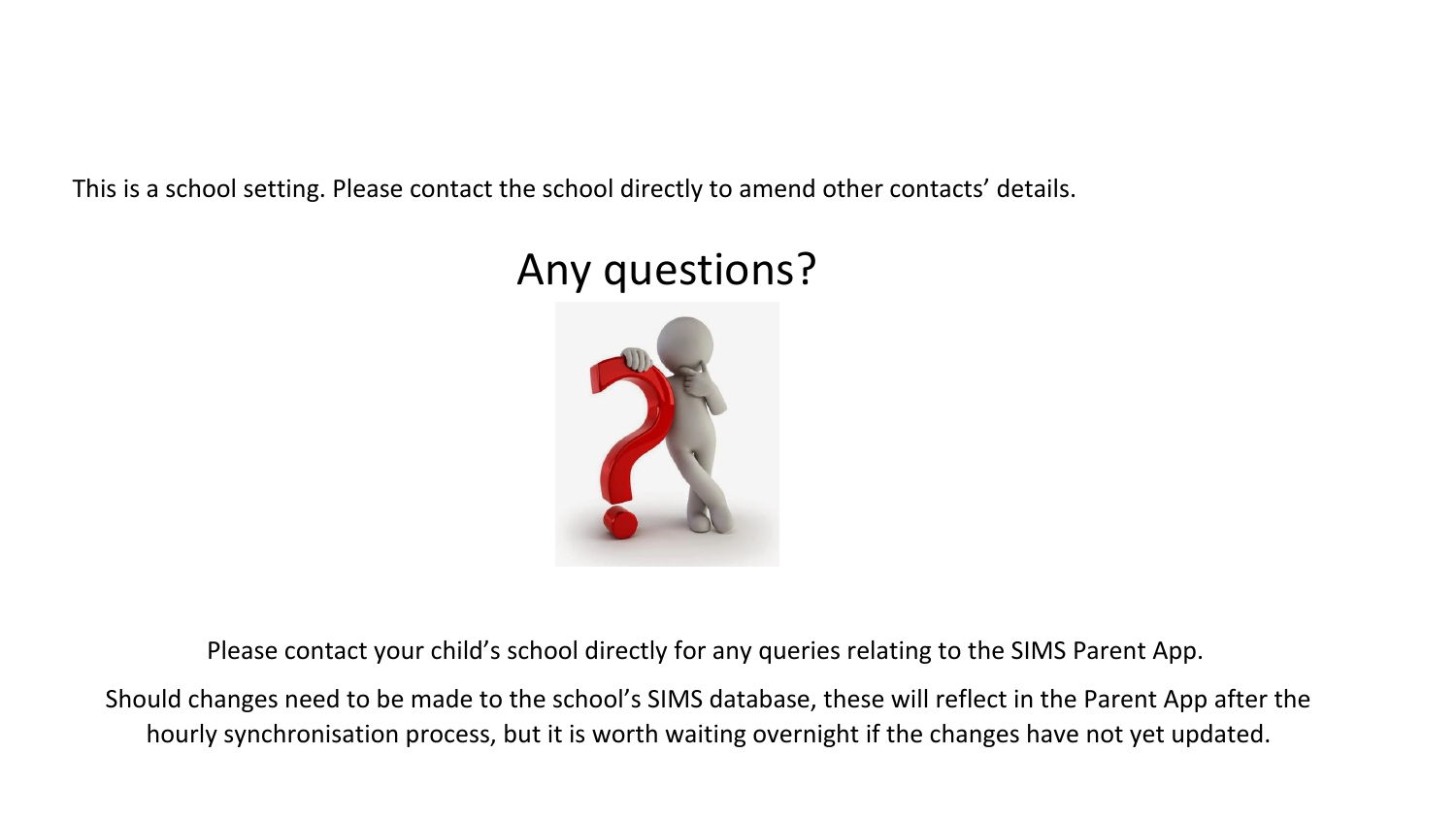This is a school setting. Please contact the school directly to amend other contacts' details.

# Any questions?

Please contact your child's school directly for any queries relating to the SIMS Parent App.

Should changes need to be made to the school's SIMS database, these will reflect in the Parent App after the hourly synchronisation process, but it is worth waiting overnight if the changes have not yet updated.